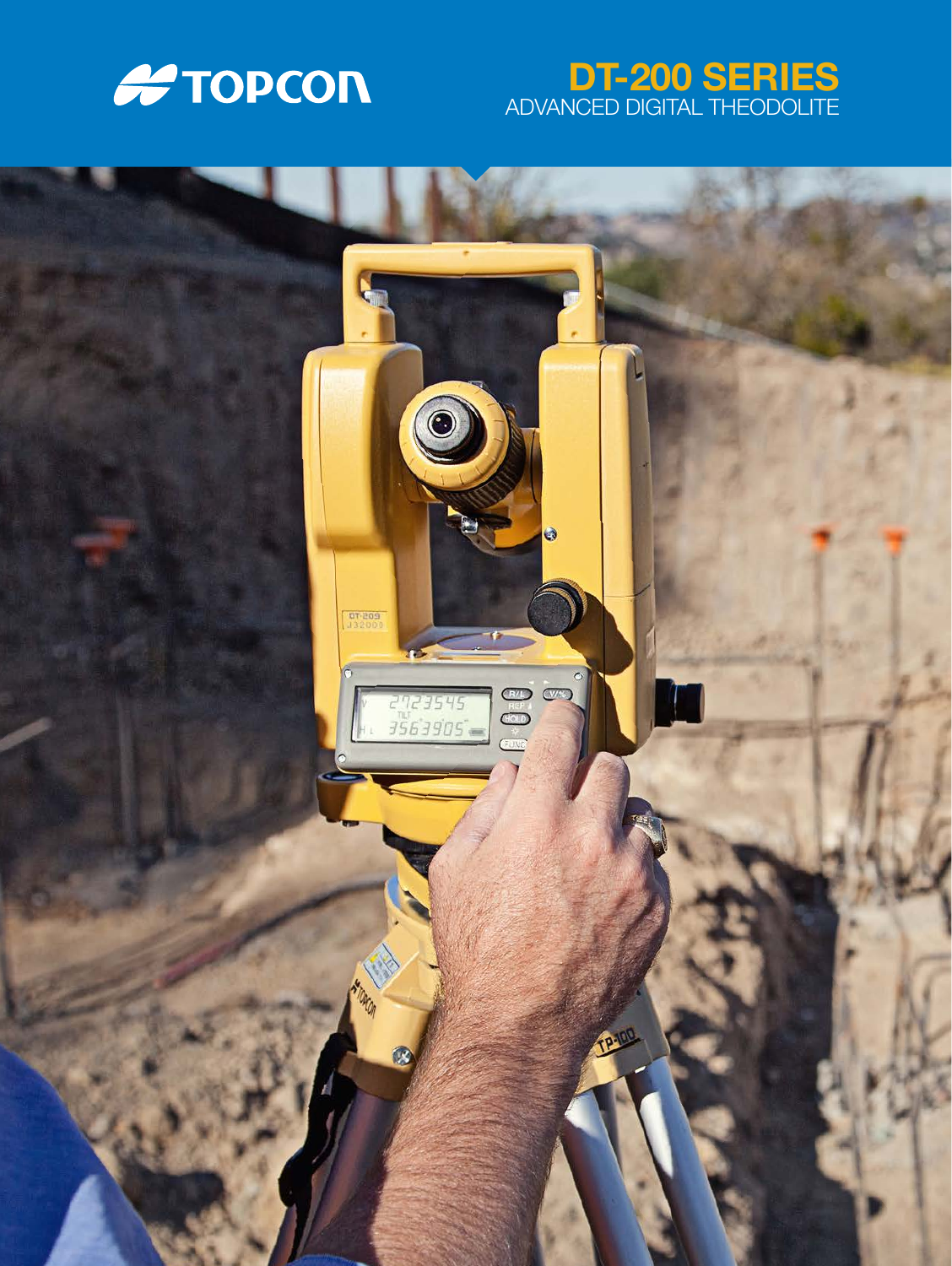TOPCON

# DT-200 SERIES

ADVANCED DIGITAL THEODOLITE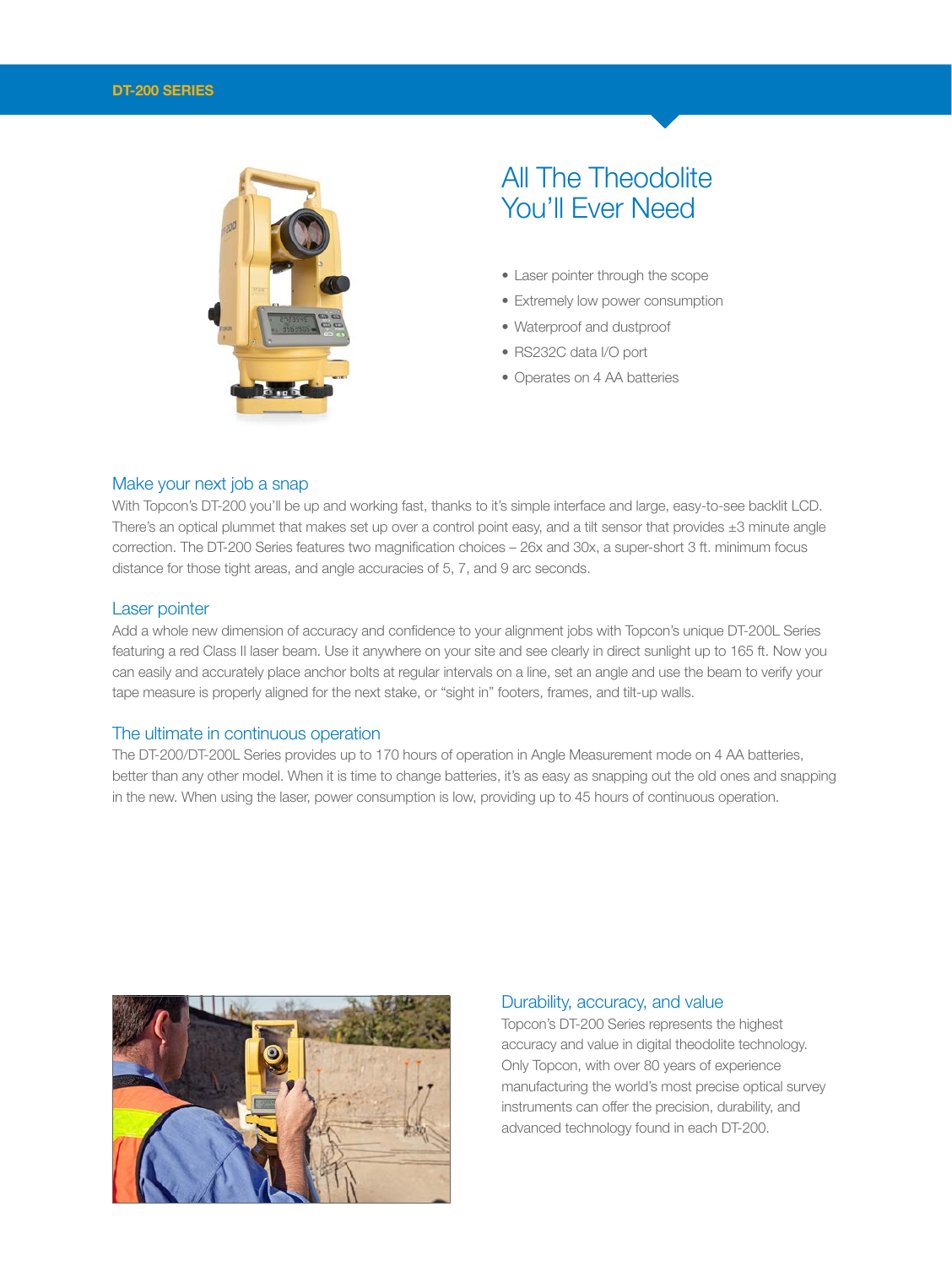DT-200 SERIES

# All The Theodolite You'll Ever Need

- Laser pointer through the scope
- Extremely low power consumption
- Waterproof and dustproof
- RS232C data I/O port
- Operates on 4 AA batteries

## Make your next job a snap

With Topcon's DT-200 you'll be up and working fast, thanks to it's simple interface and large, easy-to-see backlit LCD. There's an optical plummet that makes set up over a control point easy, and a tilt sensor that provides ±3 minute angle correction. The DT-200 Series features two magnification choices – 26x and 30x, a super-short 3 ft. minimum focus distance for those tight areas, and angle accuracies of 5, 7, and 9 arc seconds.

## Laser pointer

Add a whole new dimension of accuracy and confidence to your alignment jobs with Topcon's unique DT-200L Series featuring a red Class II laser beam. Use it anywhere on your site and see clearly in direct sunlight up to 165 ft. Now you can easily and accurately place anchor bolts at regular intervals on a line, set an angle and use the beam to verify your tape measure is properly aligned for the next stake, or "sight in" footers, frames, and tilt-up walls.

## The ultimate in continuous operation

The DT-200/DT-200L Series provides up to 170 hours of operation in Angle Measurement mode on 4 AA batteries, better than any other model. When it is time to change batteries, it's as easy as snapping out the old ones and snapping in the new. When using the laser, power consumption is low, providing up to 45 hours of continuous operation.

## Durability, accuracy, and value

Topcon's DT-200 Series represents the highest accuracy and value in digital theodolite technology. Only Topcon, with over 80 years of experience manufacturing the world's most precise optical survey instruments can offer the precision, durability, and advanced technology found in each DT-200.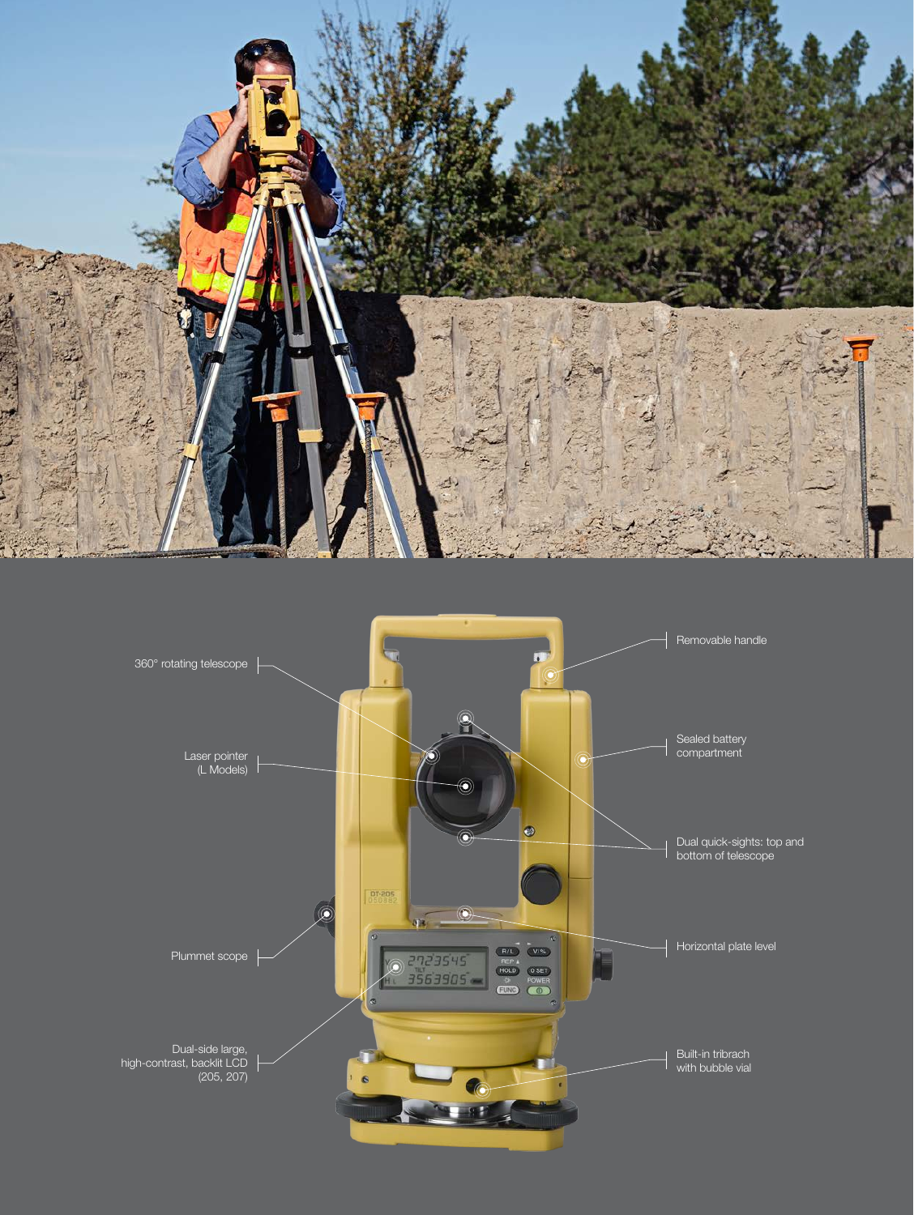360° rotating telescope

Laser pointer (L Models)

Plummet scope

Dual-side large, high-contrast, backlit LCD (205, 207)

Removable handle

Sealed battery compartment

Dual quick-sights: top and bottom of telescope

Horizontal plate level

Built-in tribrach with bubble vial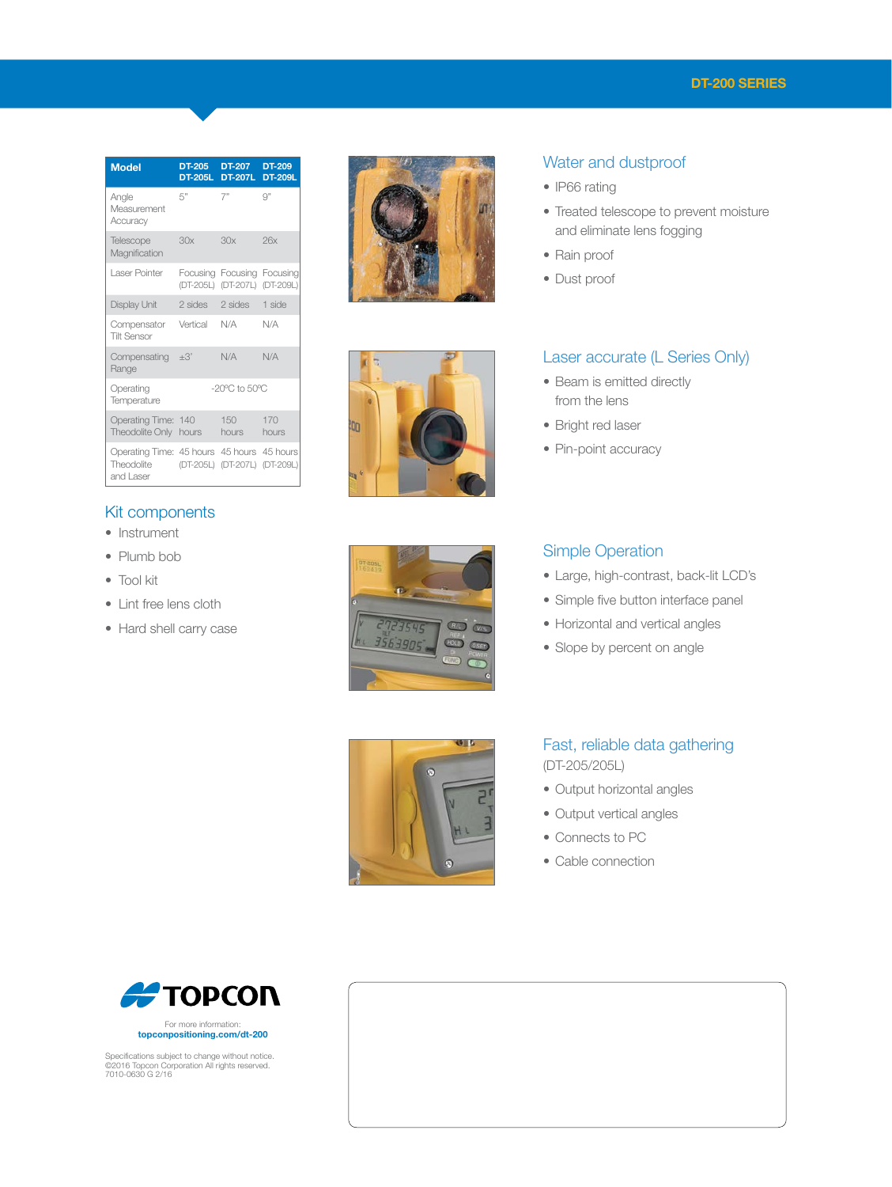| Model | DT-205 DT-205L | DT-207 DT-207L | DT-209 DT-209L |
|---|---|---|---|
| Angle Measurement Accuracy | 5" | 7" | 9" |
| Telescope Magnification | 30x | 30x | 26x |
| Laser Pointer | Focusing (DT-205L) | Focusing (DT-207L) | Focusing (DT-209L) |
| Display Unit | 2 sides | 2 sides | 1 side |
| Compensator Tilt Sensor | Vertical | N/A | N/A |
| Compensating Range | ±3' | N/A | N/A |
| Operating Temperature | -20ºC to 50ºC | | |
| Operating Time: Theodolite Only | 140 hours | 150 hours | 170 hours |
| Operating Time: Theodolite and Laser | 45 hours (DT-205L) | 45 hours (DT-207L) | 45 hours (DT-209L) |

## Kit components

- Instrument
- Plumb bob
- Tool kit
- Lint free lens cloth
- Hard shell carry case

## Water and dustproof

- IP66 rating
- Treated telescope to prevent moisture and eliminate lens fogging
- Rain proof
- Dust proof

## Laser accurate (L Series Only)

- Beam is emitted directly from the lens
- Bright red laser
- Pin-point accuracy

## Simple Operation

- Large, high-contrast, back-lit LCD's
- Simple five button interface panel
- Horizontal and vertical angles
- Slope by percent on angle

## Fast, reliable data gathering

(DT-205/205L)

- Output horizontal angles
- Output vertical angles
- Connects to PC
- Cable connection

TOPCON

For more information:
topconpositioning.com/dt-200

Specifications subject to change without notice.
©2016 Topcon Corporation All rights reserved.
7010-0630 G 2/16